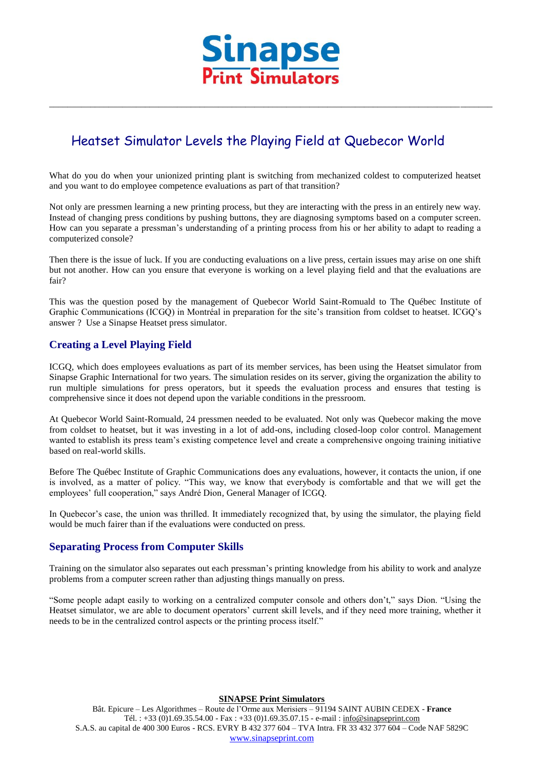# Heatset Simulator Levels the Playing Field at Quebecor World

What do you do when your unionized printing plant is switching from mechanized coldest to computerized heatset and you want to do employee competence evaluations as part of that transition?

Not only are pressmen learning a new printing process, but they are interacting with the press in an entirely new way. Instead of changing press conditions by pushing buttons, they are diagnosing symptoms based on a computer screen. How can you separate a pressman's understanding of a printing process from his or her ability to adapt to reading a computerized console?

Then there is the issue of luck. If you are conducting evaluations on a live press, certain issues may arise on one shift but not another. How can you ensure that everyone is working on a level playing field and that the evaluations are fair?

This was the question posed by the management of Quebecor World Saint-Romuald to The Québec Institute of Graphic Communications (ICGQ) in Montréal in preparation for the site's transition from coldset to heatset. ICGQ's answer ? Use a Sinapse Heatset press simulator.

## Creating a Level Playing Field

ICGQ, which does employees evaluations as part of its member services, has been using the Heatset simulator from Sinapse Graphic International for two years. The simulation resides on its server, giving the organization the ability to run multiple simulations for press operators, but it speeds the evaluation process and ensures that testing is comprehensive since it does not depend upon the variable conditions in the pressroom.

At Quebecor World Saint-Romuald, 24 pressmen needed to be evaluated. Not only was Quebecor making the move from coldset to heatset, but it was investing in a lot of add-ons, including closed-loop color control. Management wanted to establish its press team's existing competence level and create a comprehensive ongoing training initiative based on real-world skills.

Before The Québec Institute of Graphic Communications does any evaluations, however, it contacts the union, if one is involved, as a matter of policy. "This way, we know that everybody is comfortable and that we will get the employees' full cooperation," says André Dion, General Manager of ICGQ.

In Quebecor's case, the union was thrilled. It immediately recognized that, by using the simulator, the playing field would be much fairer than if the evaluations were conducted on press.

## Separating Process from Computer Skills

Training on the simulator also separates out each pressman's printing knowledge from his ability to work and analyze problems from a computer screen rather than adjusting things manually on press.

"Some people adapt easily to working on a centralized computer console and others don't," says Dion. "Using the Heatset simulator, we are able to document operators' current skill levels, and if they need more training, whether it needs to be in the centralized control aspects or the printing process itself."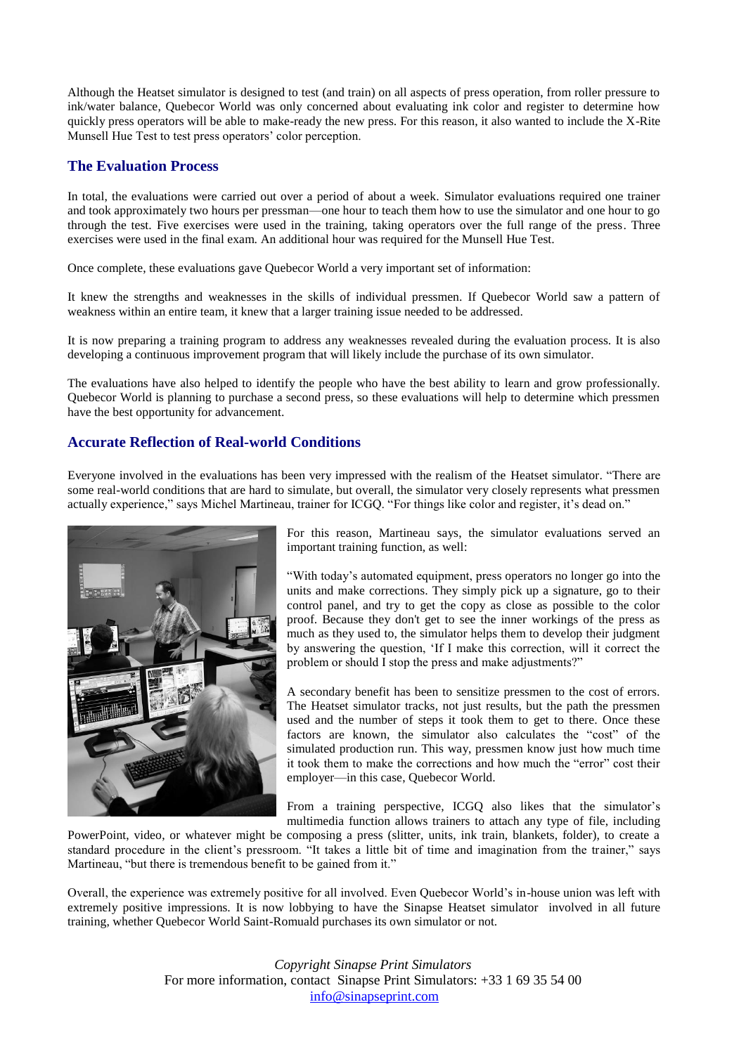Although the Heatset simulator is designed to test (and train) on all aspects of press operation, from roller pressure to ink/water balance, Quebecor World was only concerned about evaluating ink color and register to determine how quickly press operators will be able to make-ready the new press. For this reason, it also wanted to include the X-Rite Munsell Hue Test to test press operators' color perception.

## The Evaluation Process

In total, the evaluations were carried out over a period of about a week. Simulator evaluations required one trainer and took approximately two hours per pressman—one hour to teach them how to use the simulator and one hour to go through the test. Five exercises were used in the training, taking operators over the full range of the press. Three exercises were used in the final exam. An additional hour was required for the Munsell Hue Test.

Once complete, these evaluations gave Quebecor World a very important set of information:

It knew the strengths and weaknesses in the skills of individual pressmen. If Quebecor World saw a pattern of weakness within an entire team, it knew that a larger training issue needed to be addressed.

It is now preparing a training program to address any weaknesses revealed during the evaluation process. It is also developing a continuous improvement program that will likely include the purchase of its own simulator.

The evaluations have also helped to identify the people who have the best ability to learn and grow professionally. Quebecor World is planning to purchase a second press, so these evaluations will help to determine which pressmen have the best opportunity for advancement.

## Accurate Reflection of Real-world Conditions

Everyone involved in the evaluations has been very impressed with the realism of the Heatset simulator. "There are some real-world conditions that are hard to simulate, but overall, the simulator very closely represents what pressmen actually experience," says Michel Martineau, trainer for ICGQ. "For things like color and register, it's dead on."

For this reason, Martineau says, the simulator evaluations served an important training function, as well:

"With today's automated equipment, press operators no longer go into the units and make corrections. They simply pick up a signature, go to their control panel, and try to get the copy as close as possible to the color proof. Because they don't get to see the inner workings of the press as much as they used to, the simulator helps them to develop their judgment by answering the question, 'If I make this correction, will it correct the problem or should I stop the press and make adjustments?"

A secondary benefit has been to sensitize pressmen to the cost of errors. The Heatset simulator tracks, not just results, but the path the pressmen used and the number of steps it took them to get to there. Once these factors are known, the simulator also calculates the "cost" of the simulated production run. This way, pressmen know just how much time it took them to make the corrections and how much the "error" cost their employer—in this case, Quebecor World.

From a training perspective, ICGQ also likes that the simulator's multimedia function allows trainers to attach any type of file, including PowerPoint, video, or whatever might be composing a press (slitter, units, ink train, blankets, folder), to create a standard procedure in the client's pressroom. "It takes a little bit of time and imagination from the trainer," says Martineau, "but there is tremendous benefit to be gained from it."

Overall, the experience was extremely positive for all involved. Even Quebecor World's in-house union was left with extremely positive impressions. It is now lobbying to have the Sinapse Heatset simulator involved in all future training, whether Quebecor World Saint-Romuald purchases its own simulator or not.

*Copyright Sinapse Print Simulators*

For more information, contact Sinapse Print Simulators: +33 1 69 35 54 00

info@sinapseprint.com